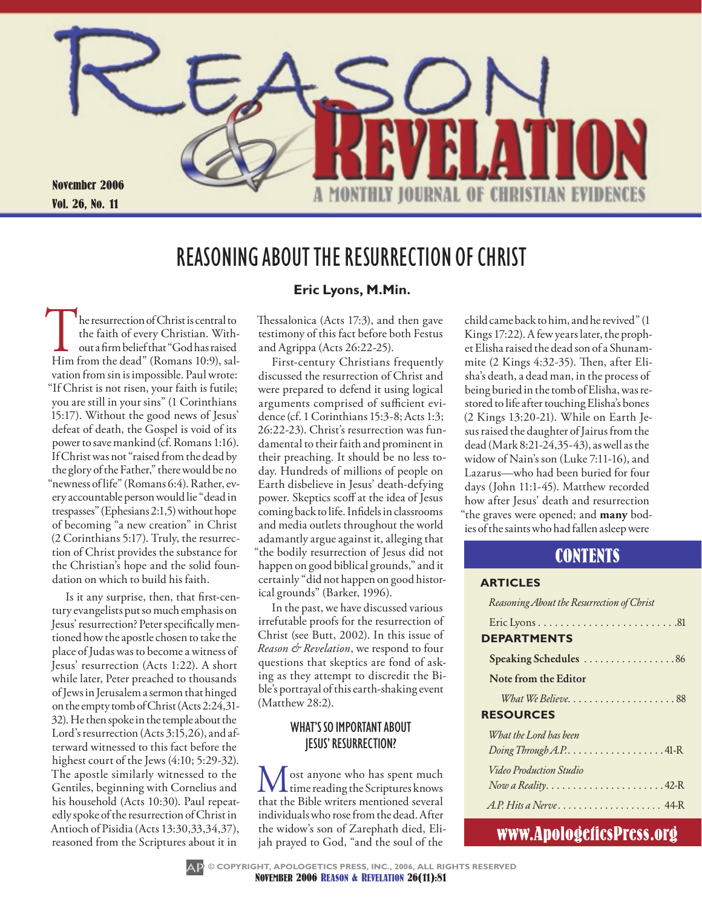# REASON & REVELATION

November 2006
Vol. 26, No. 11

A MONTHLY JOURNAL OF CHRISTIAN EVIDENCES

## REASONING ABOUT THE RESURRECTION OF CHRIST

**Eric Lyons, M.Min.**

The resurrection of Christ is central to the faith of every Christian. Without a firm belief that "God has raised Him from the dead" (Romans 10:9), salvation from sin is impossible. Paul wrote: "If Christ is not risen, your faith is futile; you are still in your sins" (1 Corinthians 15:17). Without the good news of Jesus' defeat of death, the Gospel is void of its power to save mankind (cf. Romans 1:16). If Christ was not "raised from the dead by the glory of the Father," there would be no "newness of life" (Romans 6:4). Rather, every accountable person would lie "dead in trespasses" (Ephesians 2:1,5) without hope of becoming "a new creation" in Christ (2 Corinthians 5:17). Truly, the resurrection of Christ provides the substance for the Christian's hope and the solid foundation on which to build his faith.

Is it any surprise, then, that first-century evangelists put so much emphasis on Jesus' resurrection? Peter specifically mentioned how the apostle chosen to take the place of Judas was to become a witness of Jesus' resurrection (Acts 1:22). A short while later, Peter preached to thousands of Jews in Jerusalem a sermon that hinged on the empty tomb of Christ (Acts 2:24,31-32). He then spoke in the temple about the Lord's resurrection (Acts 3:15,26), and afterward witnessed to this fact before the highest court of the Jews (4:10; 5:29-32). The apostle similarly witnessed to the Gentiles, beginning with Cornelius and his household (Acts 10:30). Paul repeatedly spoke of the resurrection of Christ in Antioch of Pisidia (Acts 13:30,33,34,37), reasoned from the Scriptures about it in Thessalonica (Acts 17:3), and then gave testimony of this fact before both Festus and Agrippa (Acts 26:22-25).

First-century Christians frequently discussed the resurrection of Christ and were prepared to defend it using logical arguments comprised of sufficient evidence (cf. 1 Corinthians 15:3-8; Acts 1:3; 26:22-23). Christ's resurrection was fundamental to their faith and prominent in their preaching. It should be no less today. Hundreds of millions of people on Earth disbelieve in Jesus' death-defying power. Skeptics scoff at the idea of Jesus coming back to life. Infidels in classrooms and media outlets throughout the world adamantly argue against it, alleging that "the bodily resurrection of Jesus did not happen on good biblical grounds," and it certainly "did not happen on good historical grounds" (Barker, 1996).

In the past, we have discussed various irrefutable proofs for the resurrection of Christ (see Butt, 2002). In this issue of *Reason & Revelation*, we respond to four questions that skeptics are fond of asking as they attempt to discredit the Bible's portrayal of this earth-shaking event (Matthew 28:2).

### WHAT'S SO IMPORTANT ABOUT JESUS' RESURRECTION?

Most anyone who has spent much time reading the Scriptures knows that the Bible writers mentioned several individuals who rose from the dead. After the widow's son of Zarephath died, Elijah prayed to God, "and the soul of the child came back to him, and he revived" (1 Kings 17:22). A few years later, the prophet Elisha raised the dead son of a Shunammite (2 Kings 4:32-35). Then, after Elisha's death, a dead man, in the process of being buried in the tomb of Elisha, was restored to life after touching Elisha's bones (2 Kings 13:20-21). While on Earth Jesus raised the daughter of Jairus from the dead (Mark 8:21-24,35-43), as well as the widow of Nain's son (Luke 7:11-16), and Lazarus—who had been buried for four days (John 11:1-45). Matthew recorded how after Jesus' death and resurrection "the graves were opened; and **many** bodies of the saints who had fallen asleep were

## CONTENTS

**ARTICLES**

*Reasoning About the Resurrection of Christ*
Eric Lyons . . . . . . . . . . . . . . . . . . . . . . . . . .81

**DEPARTMENTS**

**Speaking Schedules** . . . . . . . . . . . . . . . . . .86

**Note from the Editor**

*What We Believe*. . . . . . . . . . . . . . . . . . . . .88

**RESOURCES**

*What the Lord has been Doing Through A.P.*. . . . . . . . . . . . . . . . . . .41-R

*Video Production Studio Now a Reality*. . . . . . . . . . . . . . . . . . . . . .42-R

*A.P. Hits a Nerve*. . . . . . . . . . . . . . . . . . . . 44-R

www.ApologeticsPress.org

© COPYRIGHT, APOLOGETICS PRESS, INC., 2006, ALL RIGHTS RESERVED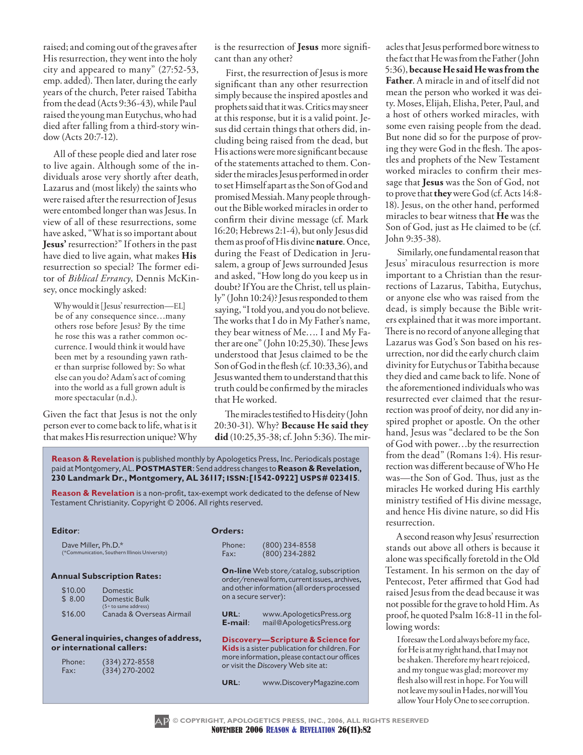raised; and coming out of the graves after His resurrection, they went into the holy city and appeared to many" (27:52-53, emp. added). Then later, during the early years of the church, Peter raised Tabitha from the dead (Acts 9:36-43), while Paul raised the young man Eutychus, who had died after falling from a third-story window (Acts 20:7-12).

All of these people died and later rose to live again. Although some of the individuals arose very shortly after death, Lazarus and (most likely) the saints who were raised after the resurrection of Jesus were entombed longer than was Jesus. In view of all of these resurrections, some have asked, "What is so important about **Jesus'** resurrection?" If others in the past have died to live again, what makes **His** resurrection so special? The former editor of *Biblical Errancy*, Dennis McKinsey, once mockingly asked:

> Why would it [Jesus' resurrection—EL] be of any consequence since…many others rose before Jesus? By the time he rose this was a rather common occurrence. I would think it would have been met by a resounding yawn rather than surprise followed by: So what else can you do? Adam's act of coming into the world as a full grown adult is more spectacular (n.d.).

Given the fact that Jesus is not the only person ever to come back to life, what is it that makes His resurrection unique? Why is the resurrection of **Jesus** more significant than any other?

First, the resurrection of Jesus is more significant than any other resurrection simply because the inspired apostles and prophets said that it was. Critics may sneer at this response, but it is a valid point. Jesus did certain things that others did, including being raised from the dead, but His actions were more significant because of the statements attached to them. Consider the miracles Jesus performed in order to set Himself apart as the Son of God and promised Messiah. Many people throughout the Bible worked miracles in order to confirm their divine message (cf. Mark 16:20; Hebrews 2:1-4), but only Jesus did them as proof of His divine **nature**. Once, during the Feast of Dedication in Jerusalem, a group of Jews surrounded Jesus and asked, "How long do you keep us in doubt? If You are the Christ, tell us plainly" (John 10:24)? Jesus responded to them saying, "I told you, and you do not believe. The works that I do in My Father's name, they bear witness of Me…. I and My Father are one" (John 10:25,30). These Jews understood that Jesus claimed to be the Son of God in the flesh (cf. 10:33,36), and Jesus wanted them to understand that this truth could be confirmed by the miracles that He worked.

The miracles testified to His deity (John 20:30-31). Why? **Because He said they did** (10:25,35-38; cf. John 5:36). The miracles that Jesus performed bore witness to the fact that He was from the Father (John 5:36), **because He said He was from the Father**. A miracle in and of itself did not mean the person who worked it was deity. Moses, Elijah, Elisha, Peter, Paul, and a host of others worked miracles, with some even raising people from the dead. But none did so for the purpose of proving they were God in the flesh. The apostles and prophets of the New Testament worked miracles to confirm their message that **Jesus** was the Son of God, not to prove that **they** were God (cf. Acts 14:8-18). Jesus, on the other hand, performed miracles to bear witness that **He** was the Son of God, just as He claimed to be (cf. John 9:35-38).

Similarly, one fundamental reason that Jesus' miraculous resurrection is more important to a Christian than the resurrections of Lazarus, Tabitha, Eutychus, or anyone else who was raised from the dead, is simply because the Bible writers explained that it was more important. There is no record of anyone alleging that Lazarus was God's Son based on his resurrection, nor did the early church claim divinity for Eutychus or Tabitha because they died and came back to life. None of the aforementioned individuals who was resurrected ever claimed that the resurrection was proof of deity, nor did any inspired prophet or apostle. On the other hand, Jesus was "declared to be the Son of God with power…by the resurrection from the dead" (Romans 1:4). His resurrection was different because of Who He was—the Son of God. Thus, just as the miracles He worked during His earthly ministry testified of His divine message, and hence His divine nature, so did His resurrection.

A second reason why Jesus' resurrection stands out above all others is because it alone was specifically foretold in the Old Testament. In his sermon on the day of Pentecost, Peter affirmed that God had raised Jesus from the dead because it was not possible for the grave to hold Him. As proof, he quoted Psalm 16:8-11 in the following words:

> I foresaw the Lord always before my face, for He is at my right hand, that I may not be shaken. Therefore my heart rejoiced, and my tongue was glad; moreover my flesh also will rest in hope. For You will not leave my soul in Hades, nor will You allow Your Holy One to see corruption.

---

**Reason & Revelation** is published monthly by Apologetics Press, Inc. Periodicals postage paid at Montgomery, AL. **POSTMASTER**: Send address changes to **Reason & Revelation, 230 Landmark Dr., Montgomery, AL 36117; ISSN:[1542-0922] USPS# 023415**.

**Reason & Revelation** is a non-profit, tax-exempt work dedicated to the defense of New Testament Christianity. Copyright © 2006. All rights reserved.

**Editor**:

Dave Miller, Ph.D.*
(*Communication, Southern Illinois University)

**Annual Subscription Rates:**

| | |
|---|---|
| $10.00 | Domestic |
| $ 8.00 | Domestic Bulk (5+ to same address) |
| $16.00 | Canada & Overseas Airmail |

**General inquiries, changes of address, or international callers:**

Phone: (334) 272-8558
Fax: (334) 270-2002

**Orders:**

Phone: (800) 234-8558
Fax: (800) 234-2882

**On-line** Web store/catalog, subscription order/renewal form, current issues, archives, and other information (all orders processed on a secure server):

URL: www.ApologeticsPress.org
E-mail: mail@ApologeticsPress.org

**Discovery—Scripture & Science for Kids** is a sister publication for children. For more information, please contact our offices or visit the *Discovery* Web site at:

URL: www.DiscoveryMagazine.com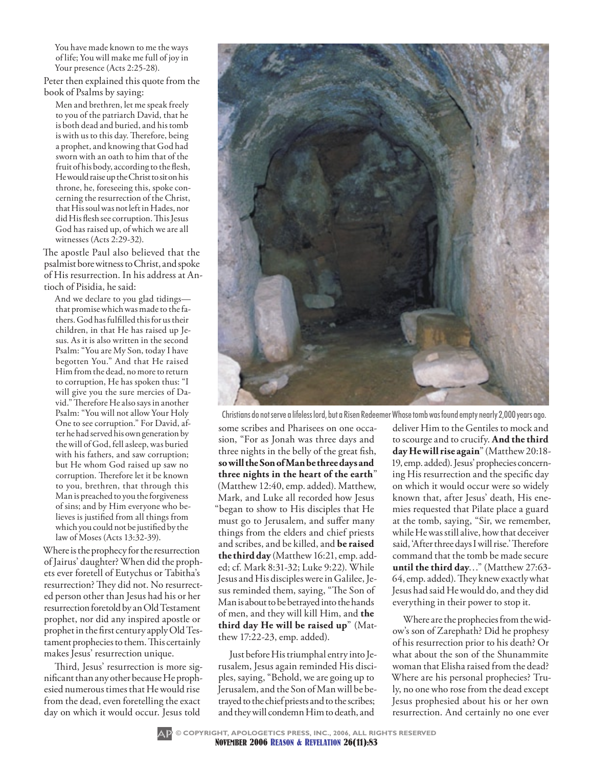> You have made known to me the ways of life; You will make me full of joy in Your presence (Acts 2:25-28).

Peter then explained this quote from the book of Psalms by saying:

> Men and brethren, let me speak freely to you of the patriarch David, that he is both dead and buried, and his tomb is with us to this day. Therefore, being a prophet, and knowing that God had sworn with an oath to him that of the fruit of his body, according to the flesh, He would raise up the Christ to sit on his throne, he, foreseeing this, spoke concerning the resurrection of the Christ, that His soul was not left in Hades, nor did His flesh see corruption. This Jesus God has raised up, of which we are all witnesses (Acts 2:29-32).

The apostle Paul also believed that the psalmist bore witness to Christ, and spoke of His resurrection. In his address at Antioch of Pisidia, he said:

> And we declare to you glad tidings—that promise which was made to the fathers. God has fulfilled this for us their children, in that He has raised up Jesus. As it is also written in the second Psalm: "You are My Son, today I have begotten You." And that He raised Him from the dead, no more to return to corruption, He has spoken thus: "I will give you the sure mercies of David." Therefore He also says in another Psalm: "You will not allow Your Holy One to see corruption." For David, after he had served his own generation by the will of God, fell asleep, was buried with his fathers, and saw corruption; but He whom God raised up saw no corruption. Therefore let it be known to you, brethren, that through this Man is preached to you the forgiveness of sins; and by Him everyone who believes is justified from all things from which you could not be justified by the law of Moses (Acts 13:32-39).

Where is the prophecy for the resurrection of Jairus' daughter? When did the prophets ever foretell of Eutychus or Tabitha's resurrection? They did not. No resurrected person other than Jesus had his or her resurrection foretold by an Old Testament prophet, nor did any inspired apostle or prophet in the first century apply Old Testament prophecies to them. This certainly makes Jesus' resurrection unique.

Third, Jesus' resurrection is more significant than any other because He prophesied numerous times that He would rise from the dead, even foretelling the exact day on which it would occur. Jesus told some scribes and Pharisees on one occasion, "For as Jonah was three days and three nights in the belly of the great fish, **so will the Son of Man be three days and three nights in the heart of the earth**" (Matthew 12:40, emp. added). Matthew, Mark, and Luke all recorded how Jesus "began to show to His disciples that He must go to Jerusalem, and suffer many things from the elders and chief priests and scribes, and be killed, and **be raised the third day** (Matthew 16:21, emp. added; cf. Mark 8:31-32; Luke 9:22). While Jesus and His disciples were in Galilee, Jesus reminded them, saying, "The Son of Man is about to be betrayed into the hands of men, and they will kill Him, and **the third day He will be raised up**" (Matthew 17:22-23, emp. added).

Christians do not serve a lifeless lord, but a Risen Redeemer Whose tomb was found empty nearly 2,000 years ago.

Just before His triumphal entry into Jerusalem, Jesus again reminded His disciples, saying, "Behold, we are going up to Jerusalem, and the Son of Man will be betrayed to the chief priests and to the scribes; and they will condemn Him to death, and deliver Him to the Gentiles to mock and to scourge and to crucify. **And the third day He will rise again**" (Matthew 20:18-19, emp. added). Jesus' prophecies concerning His resurrection and the specific day on which it would occur were so widely known that, after Jesus' death, His enemies requested that Pilate place a guard at the tomb, saying, "Sir, we remember, while He was still alive, how that deceiver said, 'After three days I will rise.' Therefore command that the tomb be made secure **until the third day**..." (Matthew 27:63-64, emp. added). They knew exactly what Jesus had said He would do, and they did everything in their power to stop it.

Where are the prophecies from the widow's son of Zarephath? Did he prophesy of his resurrection prior to his death? Or what about the son of the Shunammite woman that Elisha raised from the dead? Where are his personal prophecies? Truly, no one who rose from the dead except Jesus prophesied about his or her own resurrection. And certainly no one ever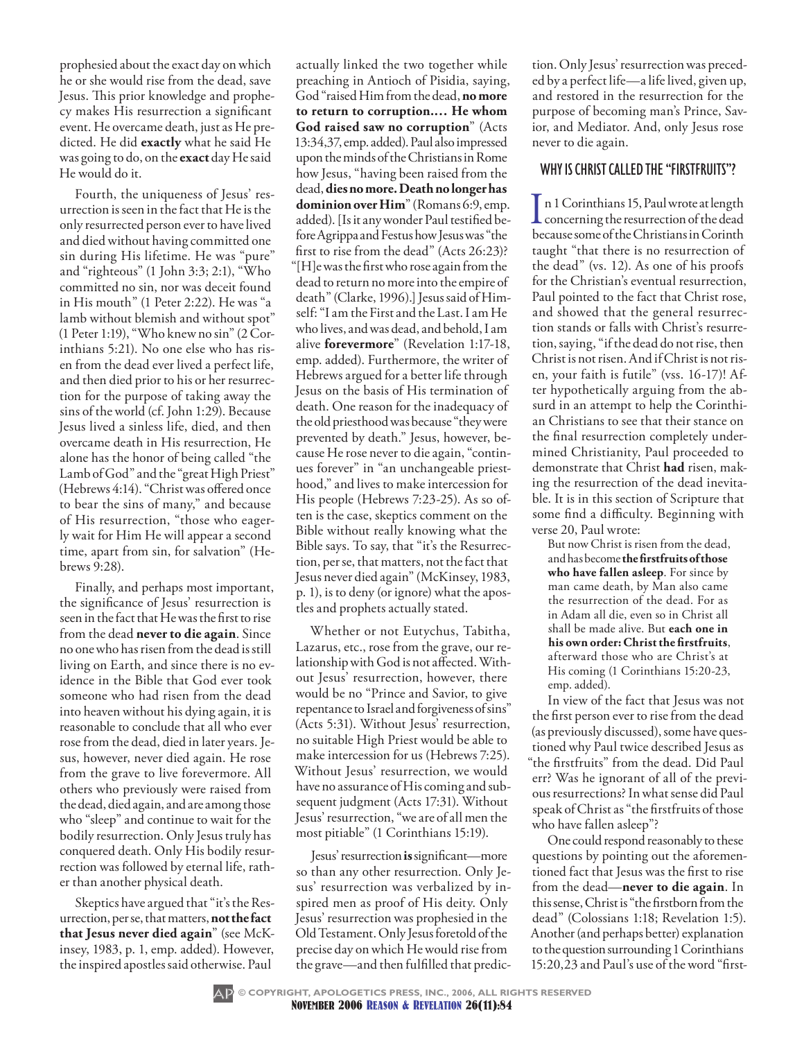prophesied about the exact day on which he or she would rise from the dead, save Jesus. This prior knowledge and prophecy makes His resurrection a significant event. He overcame death, just as He predicted. He did **exactly** what he said He was going to do, on the **exact** day He said He would do it.

Fourth, the uniqueness of Jesus' resurrection is seen in the fact that He is the only resurrected person ever to have lived and died without having committed one sin during His lifetime. He was "pure" and "righteous" (1 John 3:3; 2:1), "Who committed no sin, nor was deceit found in His mouth" (1 Peter 2:22). He was "a lamb without blemish and without spot" (1 Peter 1:19), "Who knew no sin" (2 Corinthians 5:21). No one else who has risen from the dead ever lived a perfect life, and then died prior to his or her resurrection for the purpose of taking away the sins of the world (cf. John 1:29). Because Jesus lived a sinless life, died, and then overcame death in His resurrection, He alone has the honor of being called "the Lamb of God" and the "great High Priest" (Hebrews 4:14). "Christ was offered once to bear the sins of many," and because of His resurrection, "those who eagerly wait for Him He will appear a second time, apart from sin, for salvation" (Hebrews 9:28).

Finally, and perhaps most important, the significance of Jesus' resurrection is seen in the fact that He was the first to rise from the dead **never to die again**. Since no one who has risen from the dead is still living on Earth, and since there is no evidence in the Bible that God ever took someone who had risen from the dead into heaven without his dying again, it is reasonable to conclude that all who ever rose from the dead, died in later years. Jesus, however, never died again. He rose from the grave to live forevermore. All others who previously were raised from the dead, died again, and are among those who "sleep" and continue to wait for the bodily resurrection. Only Jesus truly has conquered death. Only His bodily resurrection was followed by eternal life, rather than another physical death.

Skeptics have argued that "it's the Resurrection, per se, that matters, **not the fact that Jesus never died again**" (see McKinsey, 1983, p. 1, emp. added). However, the inspired apostles said otherwise. Paul actually linked the two together while preaching in Antioch of Pisidia, saying, God "raised Him from the dead, **no more to return to corruption.… He whom God raised saw no corruption**" (Acts 13:34,37, emp. added). Paul also impressed upon the minds of the Christians in Rome how Jesus, "having been raised from the dead, **dies no more. Death no longer has dominion over Him**" (Romans 6:9, emp. added). [Is it any wonder Paul testified before Agrippa and Festus how Jesus was "the first to rise from the dead" (Acts 26:23)? "[H]e was the first who rose again from the dead to return no more into the empire of death" (Clarke, 1996).] Jesus said of Himself: "I am the First and the Last. I am He who lives, and was dead, and behold, I am alive **forevermore**" (Revelation 1:17-18, emp. added). Furthermore, the writer of Hebrews argued for a better life through Jesus on the basis of His termination of death. One reason for the inadequacy of the old priesthood was because "they were prevented by death." Jesus, however, because He rose never to die again, "continues forever" in "an unchangeable priesthood," and lives to make intercession for His people (Hebrews 7:23-25). As so often is the case, skeptics comment on the Bible without really knowing what the Bible says. To say, that "it's the Resurrection, per se, that matters, not the fact that Jesus never died again" (McKinsey, 1983, p. 1), is to deny (or ignore) what the apostles and prophets actually stated.

Whether or not Eutychus, Tabitha, Lazarus, etc., rose from the grave, our relationship with God is not affected. Without Jesus' resurrection, however, there would be no "Prince and Savior, to give repentance to Israel and forgiveness of sins" (Acts 5:31). Without Jesus' resurrection, no suitable High Priest would be able to make intercession for us (Hebrews 7:25). Without Jesus' resurrection, we would have no assurance of His coming and subsequent judgment (Acts 17:31). Without Jesus' resurrection, "we are of all men the most pitiable" (1 Corinthians 15:19).

Jesus' resurrection **is** significant—more so than any other resurrection. Only Jesus' resurrection was verbalized by inspired men as proof of His deity. Only Jesus' resurrection was prophesied in the Old Testament. Only Jesus foretold of the precise day on which He would rise from the grave—and then fulfilled that prediction. Only Jesus' resurrection was preceded by a perfect life—a life lived, given up, and restored in the resurrection for the purpose of becoming man's Prince, Savior, and Mediator. And, only Jesus rose never to die again.

## WHY IS CHRIST CALLED THE "FIRSTFRUITS"?

In 1 Corinthians 15, Paul wrote at length concerning the resurrection of the dead because some of the Christians in Corinth taught "that there is no resurrection of the dead" (vs. 12). As one of his proofs for the Christian's eventual resurrection, Paul pointed to the fact that Christ rose, and showed that the general resurrection stands or falls with Christ's resurretion, saying, "if the dead do not rise, then Christ is not risen. And if Christ is not risen, your faith is futile" (vss. 16-17)! After hypothetically arguing from the absurd in an attempt to help the Corinthian Christians to see that their stance on the final resurrection completely undermined Christianity, Paul proceeded to demonstrate that Christ **had** risen, making the resurrection of the dead inevitable. It is in this section of Scripture that some find a difficulty. Beginning with verse 20, Paul wrote:

> But now Christ is risen from the dead, and has become **the firstfruits of those who have fallen asleep**. For since by man came death, by Man also came the resurrection of the dead. For as in Adam all die, even so in Christ all shall be made alive. But **each one in his own order: Christ the firstfruits**, afterward those who are Christ's at His coming (1 Corinthians 15:20-23, emp. added).

In view of the fact that Jesus was not the first person ever to rise from the dead (as previously discussed), some have questioned why Paul twice described Jesus as "the firstfruits" from the dead. Did Paul err? Was he ignorant of all of the previous resurrections? In what sense did Paul speak of Christ as "the firstfruits of those who have fallen asleep"?

One could respond reasonably to these questions by pointing out the aforementioned fact that Jesus was the first to rise from the dead—**never to die again**. In this sense, Christ is "the firstborn from the dead" (Colossians 1:18; Revelation 1:5). Another (and perhaps better) explanation to the question surrounding 1 Corinthians 15:20,23 and Paul's use of the word "first-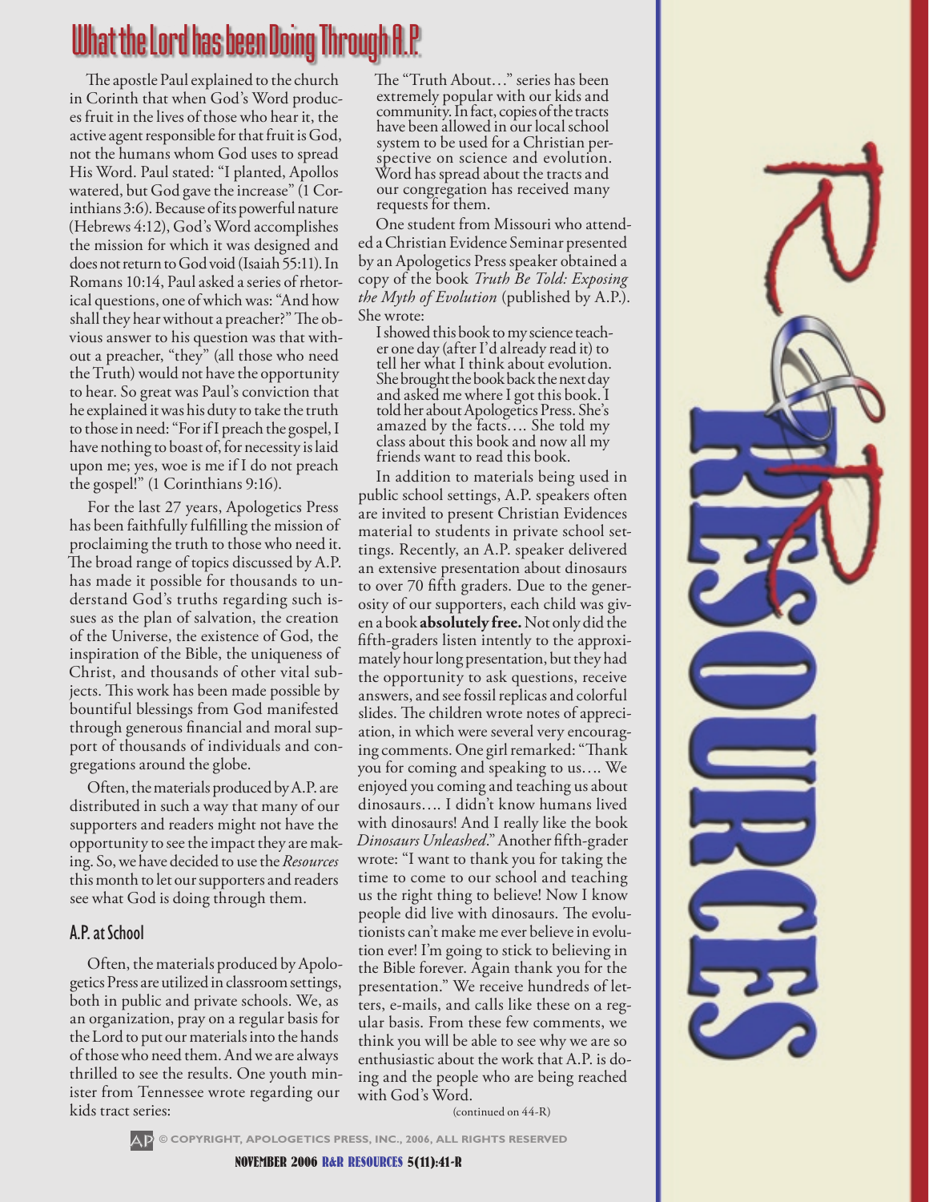# What the Lord has been Doing Through A.P.

The apostle Paul explained to the church in Corinth that when God's Word produces fruit in the lives of those who hear it, the active agent responsible for that fruit is God, not the humans whom God uses to spread His Word. Paul stated: "I planted, Apollos watered, but God gave the increase" (1 Corinthians 3:6). Because of its powerful nature (Hebrews 4:12), God's Word accomplishes the mission for which it was designed and does not return to God void (Isaiah 55:11). In Romans 10:14, Paul asked a series of rhetorical questions, one of which was: "And how shall they hear without a preacher?" The obvious answer to his question was that without a preacher, "they" (all those who need the Truth) would not have the opportunity to hear. So great was Paul's conviction that he explained it was his duty to take the truth to those in need: "For if I preach the gospel, I have nothing to boast of, for necessity is laid upon me; yes, woe is me if I do not preach the gospel!" (1 Corinthians 9:16).

For the last 27 years, Apologetics Press has been faithfully fulfilling the mission of proclaiming the truth to those who need it. The broad range of topics discussed by A.P. has made it possible for thousands to understand God's truths regarding such issues as the plan of salvation, the creation of the Universe, the existence of God, the inspiration of the Bible, the uniqueness of Christ, and thousands of other vital subjects. This work has been made possible by bountiful blessings from God manifested through generous financial and moral support of thousands of individuals and congregations around the globe.

Often, the materials produced by A.P. are distributed in such a way that many of our supporters and readers might not have the opportunity to see the impact they are making. So, we have decided to use the *Resources* this month to let our supporters and readers see what God is doing through them.

## A.P. at School

Often, the materials produced by Apologetics Press are utilized in classroom settings, both in public and private schools. We, as an organization, pray on a regular basis for the Lord to put our materials into the hands of those who need them. And we are always thrilled to see the results. One youth minister from Tennessee wrote regarding our kids tract series:

> The "Truth About…" series has been extremely popular with our kids and community. In fact, copies of the tracts have been allowed in our local school system to be used for a Christian perspective on science and evolution. Word has spread about the tracts and our congregation has received many requests for them.

One student from Missouri who attended a Christian Evidence Seminar presented by an Apologetics Press speaker obtained a copy of the book *Truth Be Told: Exposing the Myth of Evolution* (published by A.P.). She wrote:

> I showed this book to my science teacher one day (after I'd already read it) to tell her what I think about evolution. She brought the book back the next day and asked me where I got this book. I told her about Apologetics Press. She's amazed by the facts…. She told my class about this book and now all my friends want to read this book.

In addition to materials being used in public school settings, A.P. speakers often are invited to present Christian Evidences material to students in private school settings. Recently, an A.P. speaker delivered an extensive presentation about dinosaurs to over 70 fifth graders. Due to the generosity of our supporters, each child was given a book **absolutely free.** Not only did the fifth-graders listen intently to the approximately hour long presentation, but they had the opportunity to ask questions, receive answers, and see fossil replicas and colorful slides. The children wrote notes of appreciation, in which were several very encouraging comments. One girl remarked: "Thank you for coming and speaking to us…. We enjoyed you coming and teaching us about dinosaurs…. I didn't know humans lived with dinosaurs! And I really like the book *Dinosaurs Unleashed*." Another fifth-grader wrote: "I want to thank you for taking the time to come to our school and teaching us the right thing to believe! Now I know people did live with dinosaurs. The evolutionists can't make me ever believe in evolution ever! I'm going to stick to believing in the Bible forever. Again thank you for the presentation." We receive hundreds of letters, e-mails, and calls like these on a regular basis. From these few comments, we think you will be able to see why we are so enthusiastic about the work that A.P. is doing and the people who are being reached with God's Word.

(continued on 44-R)

© COPYRIGHT, APOLOGETICS PRESS, INC., 2006, ALL RIGHTS RESERVED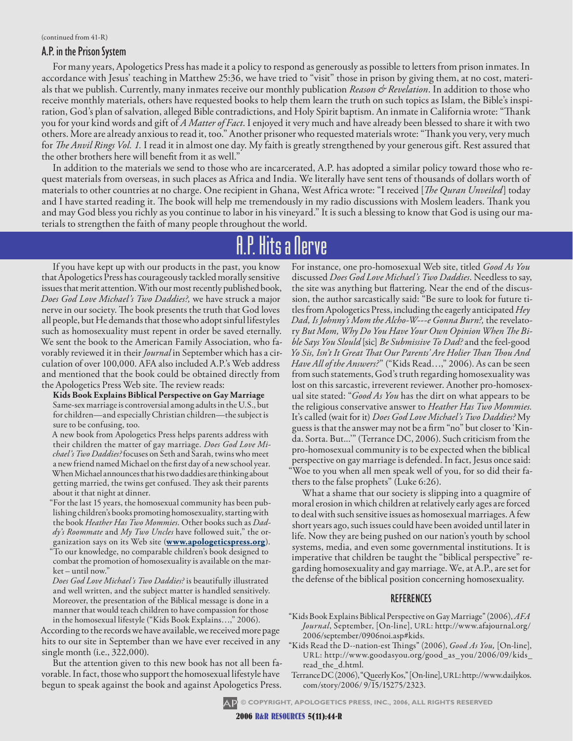(continued from 41-R)

### A.P. in the Prison System

For many years, Apologetics Press has made it a policy to respond as generously as possible to letters from prison inmates. In accordance with Jesus' teaching in Matthew 25:36, we have tried to "visit" those in prison by giving them, at no cost, materials that we publish. Currently, many inmates receive our monthly publication *Reason & Revelation*. In addition to those who receive monthly materials, others have requested books to help them learn the truth on such topics as Islam, the Bible's inspiration, God's plan of salvation, alleged Bible contradictions, and Holy Spirit baptism. An inmate in California wrote: "Thank you for your kind words and gift of *A Matter of Fact*. I enjoyed it very much and have already been blessed to share it with two others. More are already anxious to read it, too." Another prisoner who requested materials wrote: "Thank you very, very much for *The Anvil Rings Vol. 1.* I read it in almost one day. My faith is greatly strengthened by your generous gift. Rest assured that the other brothers here will benefit from it as well."

In addition to the materials we send to those who are incarcerated, A.P. has adopted a similar policy toward those who request materials from overseas, in such places as Africa and India. We literally have sent tens of thousands of dollars worth of materials to other countries at no charge. One recipient in Ghana, West Africa wrote: "I received [*The Quran Unveiled*] today and I have started reading it. The book will help me tremendously in my radio discussions with Moslem leaders. Thank you and may God bless you richly as you continue to labor in his vineyard." It is such a blessing to know that God is using our materials to strengthen the faith of many people throughout the world.

## A.P. Hits a Nerve

If you have kept up with our products in the past, you know that Apologetics Press has courageously tackled morally sensitive issues that merit attention. With our most recently published book, *Does God Love Michael's Two Daddies?,* we have struck a major nerve in our society. The book presents the truth that God loves all people, but He demands that those who adopt sinful lifestyles such as homosexuality must repent in order be saved eternally. We sent the book to the American Family Association, who favorably reviewed it in their *Journal* in September which has a circulation of over 100,000. AFA also included A.P.'s Web address and mentioned that the book could be obtained directly from the Apologetics Press Web site. The review reads:

> **Kids Book Explains Biblical Perspective on Gay Marriage**
> Same-sex marriage is controversial among adults in the U.S., but for children—and especially Christian children—the subject is sure to be confusing, too.
>
> A new book from Apologetics Press helps parents address with their children the matter of gay marriage. *Does God Love Michael's Two Daddies?* focuses on Seth and Sarah, twins who meet a new friend named Michael on the first day of a new school year. When Michael announces that his two daddies are thinking about getting married, the twins get confused. They ask their parents about it that night at dinner.
>
> "For the last 15 years, the homosexual community has been publishing children's books promoting homosexuality, starting with the book *Heather Has Two Mommies*. Other books such as *Daddy's Roommate* and *My Two Uncles* have followed suit," the organization says on its Web site (**www.apologeticspress.org**).
>
> "To our knowledge, no comparable children's book designed to combat the promotion of homosexuality is available on the market – until now."
>
> *Does God Love Michael's Two Daddies?* is beautifully illustrated and well written, and the subject matter is handled sensitively. Moreover, the presentation of the Biblical message is done in a manner that would teach children to have compassion for those in the homosexual lifestyle ("Kids Book Explains…," 2006).

According to the records we have available, we received more page hits to our site in September than we have ever received in any single month (i.e., 322,000).

But the attention given to this new book has not all been favorable. In fact, those who support the homosexual lifestyle have begun to speak against the book and against Apologetics Press. For instance, one pro-homosexual Web site, titled *Good As You* discussed *Does God Love Michael's Two Daddies*. Needless to say, the site was anything but flattering. Near the end of the discussion, the author sarcastically said: "Be sure to look for future titles from Apologetics Press, including the eagerly anticipated *Hey Dad, Is Johnny's Mom the Alcho-W---e Gonna Burn?,* the revelatory *But Mom, Why Do You Have Your Own Opinion When The Bible Says You Slould* [sic] *Be Submissive To Dad?* and the feel-good *Yo Sis, Isn't It Great That Our Parents' Are Holier Than Thou And Have All of the Answers?*" ("Kids Read…," 2006). As can be seen from such statements, God's truth regarding homosexuality was lost on this sarcastic, irreverent reviewer. Another pro-homosexual site stated: "*Good As You* has the dirt on what appears to be the religious conservative answer to *Heather Has Two Mommies.* It's called (wait for it) *Does God Love Michael's Two Daddies?* My guess is that the answer may not be a firm "no" but closer to 'Kinda. Sorta. But...'" (Terrance DC, 2006). Such criticism from the pro-homosexual community is to be expected when the biblical perspective on gay marriage is defended. In fact, Jesus once said: "Woe to you when all men speak well of you, for so did their fathers to the false prophets" (Luke 6:26).

What a shame that our society is slipping into a quagmire of moral erosion in which children at relatively early ages are forced to deal with such sensitive issues as homosexual marriages. A few short years ago, such issues could have been avoided until later in life. Now they are being pushed on our nation's youth by school systems, media, and even some governmental institutions. It is imperative that children be taught the "biblical perspective" regarding homosexuality and gay marriage. We, at A.P., are set for the defense of the biblical position concerning homosexuality.

### REFERENCES

"Kids Book Explains Biblical Perspective on Gay Marriage" (2006), *AFA Journal*, September, [On-line], URL: http://www.afajournal.org/2006/september/0906noi.asp#kids.

"Kids Read the D--nation-est Things" (2006), *Good As You,* [On-line], URL: http://www.goodasyou.org/good_as_you/2006/09/kids_read_the_d.html.

Terrance DC (2006), "Queerly Kos," [On-line], URL: http://www.dailykos.com/story/2006/ 9/15/15275/2323.

© COPYRIGHT, APOLOGETICS PRESS, INC., 2006, ALL RIGHTS RESERVED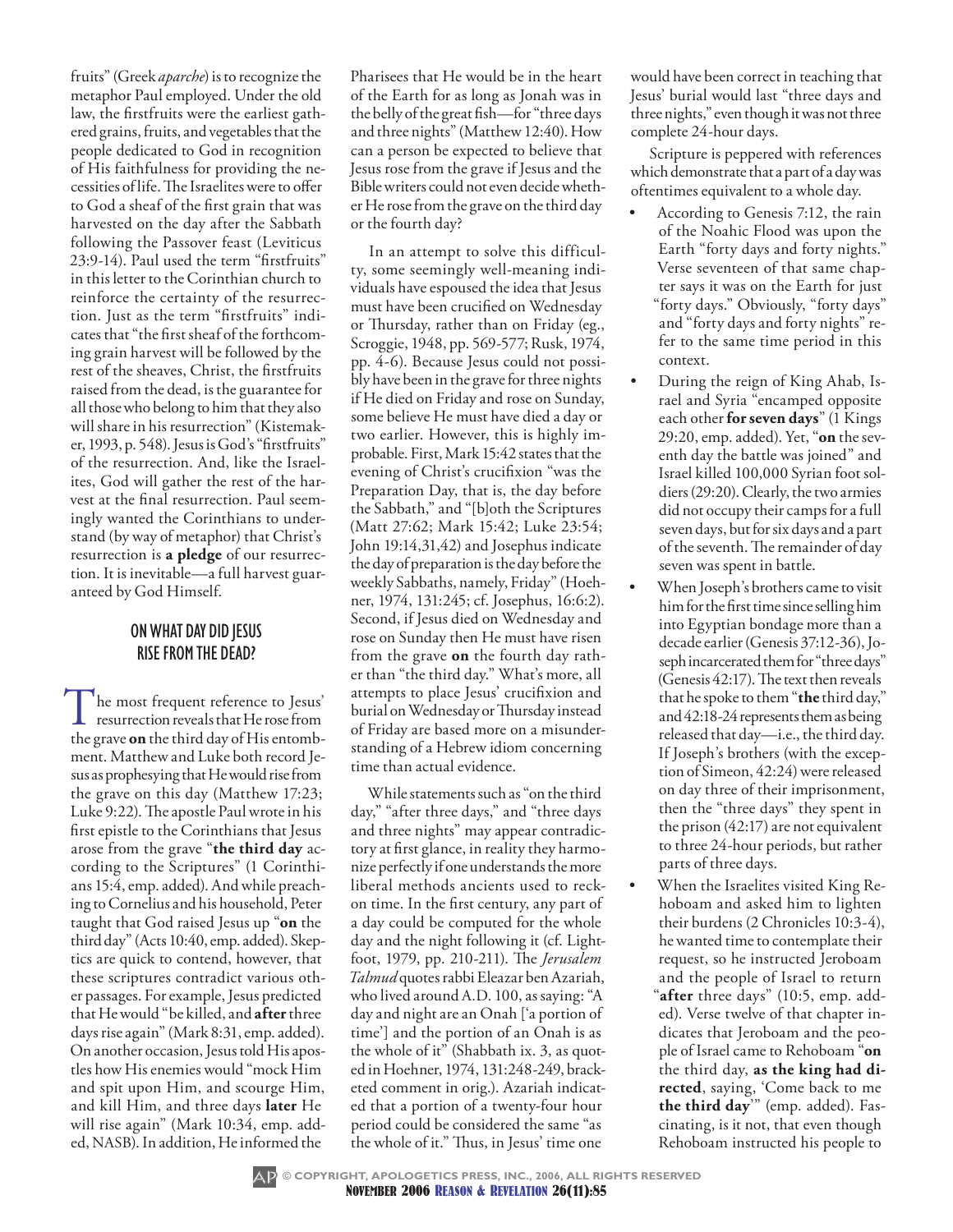fruits" (Greek *aparche*) is to recognize the metaphor Paul employed. Under the old law, the firstfruits were the earliest gathered grains, fruits, and vegetables that the people dedicated to God in recognition of His faithfulness for providing the necessities of life. The Israelites were to offer to God a sheaf of the first grain that was harvested on the day after the Sabbath following the Passover feast (Leviticus 23:9-14). Paul used the term "firstfruits" in this letter to the Corinthian church to reinforce the certainty of the resurrection. Just as the term "firstfruits" indicates that "the first sheaf of the forthcoming grain harvest will be followed by the rest of the sheaves, Christ, the firstfruits raised from the dead, is the guarantee for all those who belong to him that they also will share in his resurrection" (Kistemaker, 1993, p. 548). Jesus is God's "firstfruits" of the resurrection. And, like the Israelites, God will gather the rest of the harvest at the final resurrection. Paul seemingly wanted the Corinthians to understand (by way of metaphor) that Christ's resurrection is **a pledge** of our resurrection. It is inevitable—a full harvest guaranteed by God Himself.

## ON WHAT DAY DID JESUS RISE FROM THE DEAD?

The most frequent reference to Jesus' resurrection reveals that He rose from the grave **on** the third day of His entombment. Matthew and Luke both record Jesus as prophesying that He would rise from the grave on this day (Matthew 17:23; Luke 9:22). The apostle Paul wrote in his first epistle to the Corinthians that Jesus arose from the grave "**the third day** according to the Scriptures" (1 Corinthians 15:4, emp. added). And while preaching to Cornelius and his household, Peter taught that God raised Jesus up "**on** the third day" (Acts 10:40, emp. added). Skeptics are quick to contend, however, that these scriptures contradict various other passages. For example, Jesus predicted that He would "be killed, and **after** three days rise again" (Mark 8:31, emp. added). On another occasion, Jesus told His apostles how His enemies would "mock Him and spit upon Him, and scourge Him, and kill Him, and three days **later** He will rise again" (Mark 10:34, emp. added, NASB). In addition, He informed the Pharisees that He would be in the heart of the Earth for as long as Jonah was in the belly of the great fish—for "three days and three nights" (Matthew 12:40). How can a person be expected to believe that Jesus rose from the grave if Jesus and the Bible writers could not even decide whether He rose from the grave on the third day or the fourth day?

In an attempt to solve this difficulty, some seemingly well-meaning individuals have espoused the idea that Jesus must have been crucified on Wednesday or Thursday, rather than on Friday (eg., Scroggie, 1948, pp. 569-577; Rusk, 1974, pp. 4-6). Because Jesus could not possibly have been in the grave for three nights if He died on Friday and rose on Sunday, some believe He must have died a day or two earlier. However, this is highly improbable. First, Mark 15:42 states that the evening of Christ's crucifixion "was the Preparation Day, that is, the day before the Sabbath," and "[b]oth the Scriptures (Matt 27:62; Mark 15:42; Luke 23:54; John 19:14,31,42) and Josephus indicate the day of preparation is the day before the weekly Sabbaths, namely, Friday" (Hoehner, 1974, 131:245; cf. Josephus, 16:6:2). Second, if Jesus died on Wednesday and rose on Sunday then He must have risen from the grave **on** the fourth day rather than "the third day." What's more, all attempts to place Jesus' crucifixion and burial on Wednesday or Thursday instead of Friday are based more on a misunderstanding of a Hebrew idiom concerning time than actual evidence.

While statements such as "on the third day," "after three days," and "three days and three nights" may appear contradictory at first glance, in reality they harmonize perfectly if one understands the more liberal methods ancients used to reckon time. In the first century, any part of a day could be computed for the whole day and the night following it (cf. Lightfoot, 1979, pp. 210-211). The *Jerusalem Talmud* quotes rabbi Eleazar ben Azariah, who lived around A.D. 100, as saying: "A day and night are an Onah ['a portion of time'] and the portion of an Onah is as the whole of it" (Shabbath ix. 3, as quoted in Hoehner, 1974, 131:248-249, bracketed comment in orig.). Azariah indicated that a portion of a twenty-four hour period could be considered the same "as the whole of it." Thus, in Jesus' time one would have been correct in teaching that Jesus' burial would last "three days and three nights," even though it was not three complete 24-hour days.

Scripture is peppered with references which demonstrate that a part of a day was oftentimes equivalent to a whole day.

- According to Genesis 7:12, the rain of the Noahic Flood was upon the Earth "forty days and forty nights." Verse seventeen of that same chapter says it was on the Earth for just "forty days." Obviously, "forty days" and "forty days and forty nights" refer to the same time period in this context.
- During the reign of King Ahab, Israel and Syria "encamped opposite each other **for seven days**" (1 Kings 29:20, emp. added). Yet, "**on** the seventh day the battle was joined" and Israel killed 100,000 Syrian foot soldiers (29:20). Clearly, the two armies did not occupy their camps for a full seven days, but for six days and a part of the seventh. The remainder of day seven was spent in battle.
- When Joseph's brothers came to visit him for the first time since selling him into Egyptian bondage more than a decade earlier (Genesis 37:12-36), Joseph incarcerated them for "three days" (Genesis 42:17). The text then reveals that he spoke to them "**the** third day," and 42:18-24 represents them as being released that day—i.e., the third day. If Joseph's brothers (with the exception of Simeon, 42:24) were released on day three of their imprisonment, then the "three days" they spent in the prison (42:17) are not equivalent to three 24-hour periods, but rather parts of three days.
- When the Israelites visited King Rehoboam and asked him to lighten their burdens (2 Chronicles 10:3-4), he wanted time to contemplate their request, so he instructed Jeroboam and the people of Israel to return "**after** three days" (10:5, emp. added). Verse twelve of that chapter indicates that Jeroboam and the people of Israel came to Rehoboam "**on** the third day, **as the king had directed**, saying, 'Come back to me **the third day**'" (emp. added). Fascinating, is it not, that even though Rehoboam instructed his people to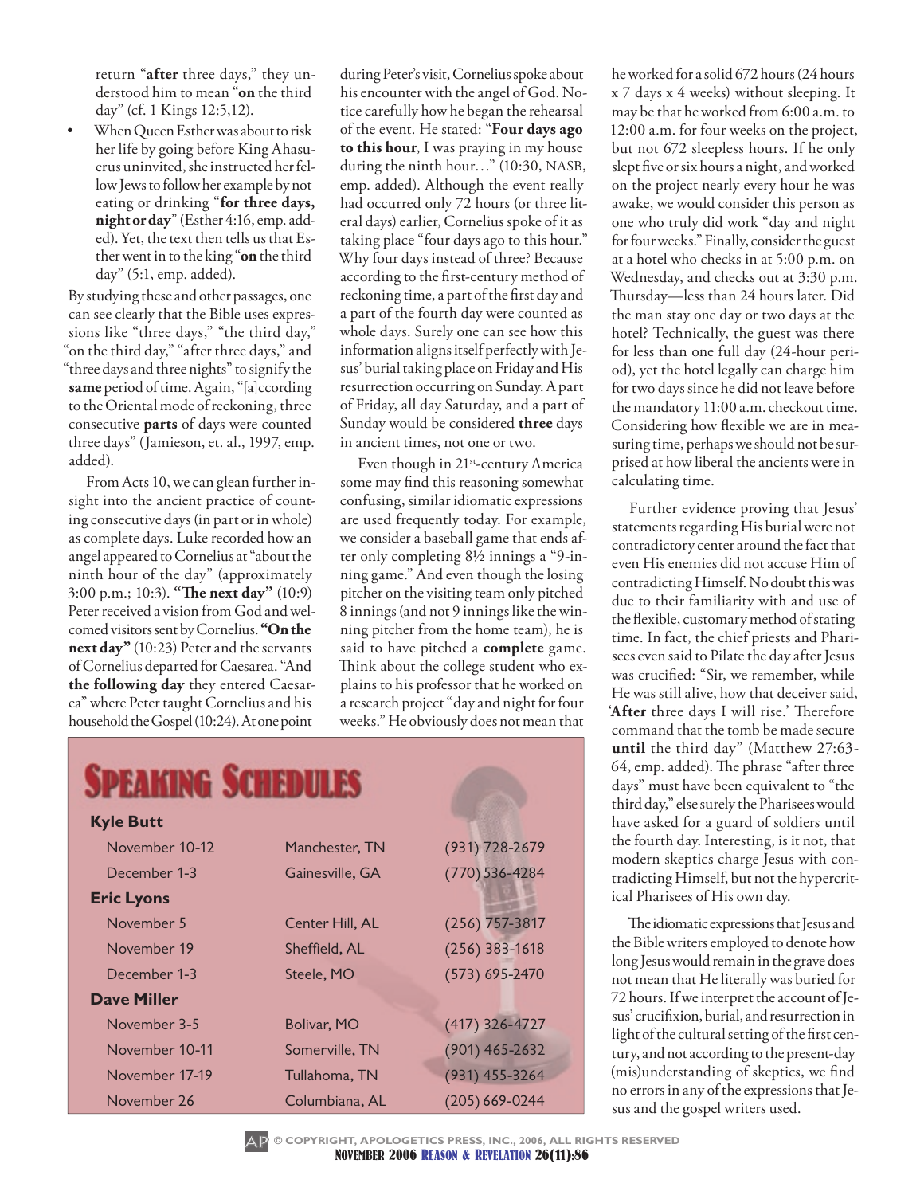return "**after** three days," they understood him to mean "**on** the third day" (cf. 1 Kings 12:5,12).

- When Queen Esther was about to risk her life by going before King Ahasuerus uninvited, she instructed her fellow Jews to follow her example by not eating or drinking "**for three days, night or day**" (Esther 4:16, emp. added). Yet, the text then tells us that Esther went in to the king "**on** the third day" (5:1, emp. added).

By studying these and other passages, one can see clearly that the Bible uses expressions like "three days," "the third day," "on the third day," "after three days," and "three days and three nights" to signify the **same** period of time. Again, "[a]ccording to the Oriental mode of reckoning, three consecutive **parts** of days were counted three days" (Jamieson, et. al., 1997, emp. added).

From Acts 10, we can glean further insight into the ancient practice of counting consecutive days (in part or in whole) as complete days. Luke recorded how an angel appeared to Cornelius at "about the ninth hour of the day" (approximately 3:00 p.m.; 10:3). **"The next day"** (10:9) Peter received a vision from God and welcomed visitors sent by Cornelius. **"On the next day"** (10:23) Peter and the servants of Cornelius departed for Caesarea. "And **the following day** they entered Caesarea" where Peter taught Cornelius and his household the Gospel (10:24). At one point during Peter's visit, Cornelius spoke about his encounter with the angel of God. Notice carefully how he began the rehearsal of the event. He stated: "**Four days ago to this hour**, I was praying in my house during the ninth hour…" (10:30, NASB, emp. added). Although the event really had occurred only 72 hours (or three literal days) earlier, Cornelius spoke of it as taking place "four days ago to this hour." Why four days instead of three? Because according to the first-century method of reckoning time, a part of the first day and a part of the fourth day were counted as whole days. Surely one can see how this information aligns itself perfectly with Jesus' burial taking place on Friday and His resurrection occurring on Sunday. A part of Friday, all day Saturday, and a part of Sunday would be considered **three** days in ancient times, not one or two.

Even though in 21st-century America some may find this reasoning somewhat confusing, similar idiomatic expressions are used frequently today. For example, we consider a baseball game that ends after only completing 8½ innings a "9-inning game." And even though the losing pitcher on the visiting team only pitched 8 innings (and not 9 innings like the winning pitcher from the home team), he is said to have pitched a **complete** game. Think about the college student who explains to his professor that he worked on a research project "day and night for four weeks." He obviously does not mean that he worked for a solid 672 hours (24 hours x 7 days x 4 weeks) without sleeping. It may be that he worked from 6:00 a.m. to 12:00 a.m. for four weeks on the project, but not 672 sleepless hours. If he only slept five or six hours a night, and worked on the project nearly every hour he was awake, we would consider this person as one who truly did work "day and night for four weeks." Finally, consider the guest at a hotel who checks in at 5:00 p.m. on Wednesday, and checks out at 3:30 p.m. Thursday—less than 24 hours later. Did the man stay one day or two days at the hotel? Technically, the guest was there for less than one full day (24-hour period), yet the hotel legally can charge him for two days since he did not leave before the mandatory 11:00 a.m. checkout time. Considering how flexible we are in measuring time, perhaps we should not be surprised at how liberal the ancients were in calculating time.

Further evidence proving that Jesus' statements regarding His burial were not contradictory center around the fact that even His enemies did not accuse Him of contradicting Himself. No doubt this was due to their familiarity with and use of the flexible, customary method of stating time. In fact, the chief priests and Pharisees even said to Pilate the day after Jesus was crucified: "Sir, we remember, while He was still alive, how that deceiver said, '**After** three days I will rise.' Therefore command that the tomb be made secure **until** the third day" (Matthew 27:63-64, emp. added). The phrase "after three days" must have been equivalent to "the third day," else surely the Pharisees would have asked for a guard of soldiers until the fourth day. Interesting, is it not, that modern skeptics charge Jesus with contradicting Himself, but not the hypercritical Pharisees of His own day.

The idiomatic expressions that Jesus and the Bible writers employed to denote how long Jesus would remain in the grave does not mean that He literally was buried for 72 hours. If we interpret the account of Jesus' crucifixion, burial, and resurrection in light of the cultural setting of the first century, and not according to the present-day (mis)understanding of skeptics, we find no errors in any of the expressions that Jesus and the gospel writers used.

## Speaking Schedules

| | | |
|---|---|---|
| **Kyle Butt** | | |
| November 10-12 | Manchester, TN | (931) 728-2679 |
| December 1-3 | Gainesville, GA | (770) 536-4284 |
| **Eric Lyons** | | |
| November 5 | Center Hill, AL | (256) 757-3817 |
| November 19 | Sheffield, AL | (256) 383-1618 |
| December 1-3 | Steele, MO | (573) 695-2470 |
| **Dave Miller** | | |
| November 3-5 | Bolivar, MO | (417) 326-4727 |
| November 10-11 | Somerville, TN | (901) 465-2632 |
| November 17-19 | Tullahoma, TN | (931) 455-3264 |
| November 26 | Columbiana, AL | (205) 669-0244 |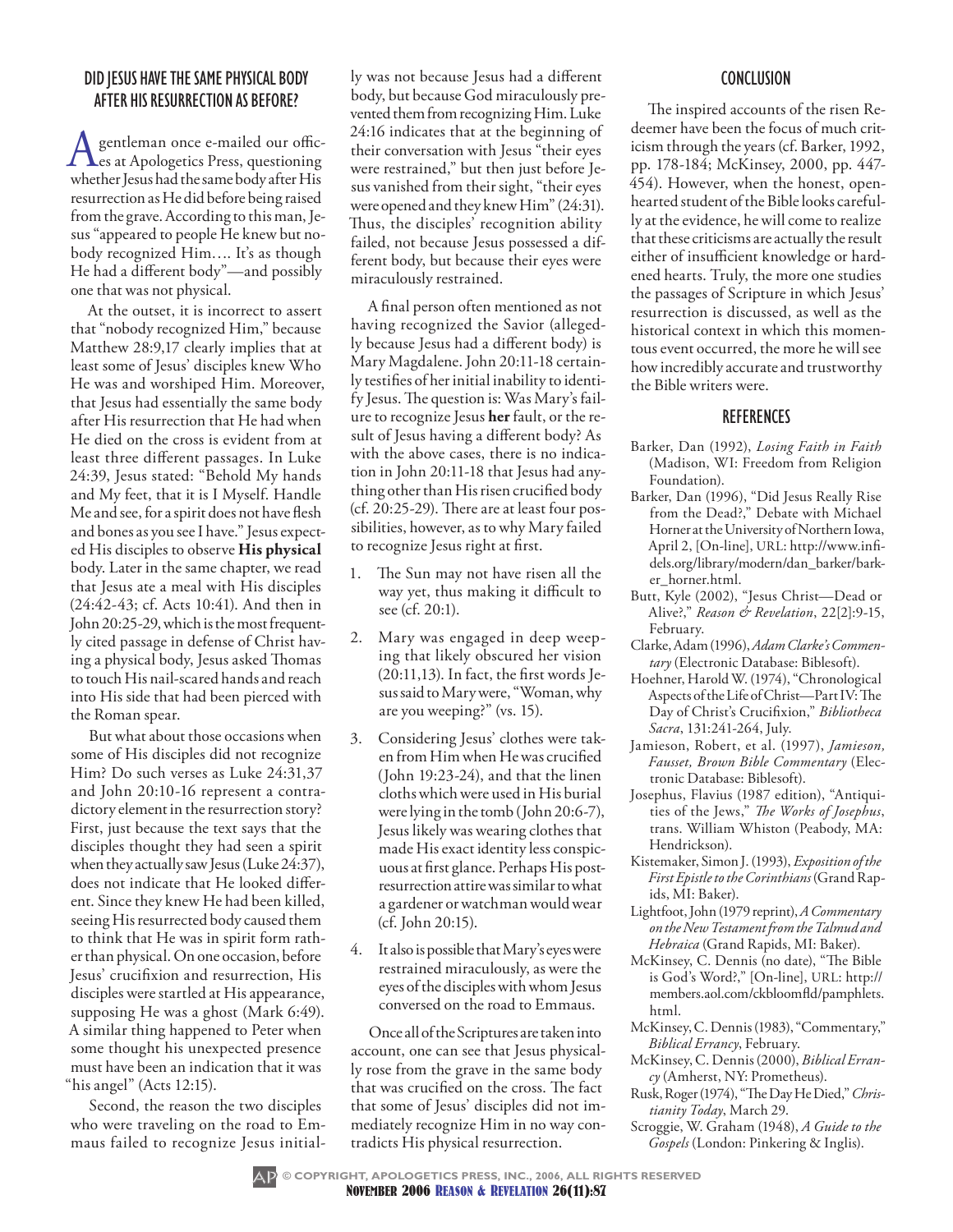## DID JESUS HAVE THE SAME PHYSICAL BODY AFTER HIS RESURRECTION AS BEFORE?

A gentleman once e-mailed our offices at Apologetics Press, questioning whether Jesus had the same body after His resurrection as He did before being raised from the grave. According to this man, Jesus "appeared to people He knew but nobody recognized Him…. It's as though He had a different body"—and possibly one that was not physical.

At the outset, it is incorrect to assert that "nobody recognized Him," because Matthew 28:9,17 clearly implies that at least some of Jesus' disciples knew Who He was and worshiped Him. Moreover, that Jesus had essentially the same body after His resurrection that He had when He died on the cross is evident from at least three different passages. In Luke 24:39, Jesus stated: "Behold My hands and My feet, that it is I Myself. Handle Me and see, for a spirit does not have flesh and bones as you see I have." Jesus expected His disciples to observe **His physical** body. Later in the same chapter, we read that Jesus ate a meal with His disciples (24:42-43; cf. Acts 10:41). And then in John 20:25-29, which is the most frequently cited passage in defense of Christ having a physical body, Jesus asked Thomas to touch His nail-scared hands and reach into His side that had been pierced with the Roman spear.

But what about those occasions when some of His disciples did not recognize Him? Do such verses as Luke 24:31,37 and John 20:10-16 represent a contradictory element in the resurrection story? First, just because the text says that the disciples thought they had seen a spirit when they actually saw Jesus (Luke 24:37), does not indicate that He looked different. Since they knew He had been killed, seeing His resurrected body caused them to think that He was in spirit form rather than physical. On one occasion, before Jesus' crucifixion and resurrection, His disciples were startled at His appearance, supposing He was a ghost (Mark 6:49). A similar thing happened to Peter when some thought his unexpected presence must have been an indication that it was "his angel" (Acts 12:15).

Second, the reason the two disciples who were traveling on the road to Emmaus failed to recognize Jesus initially was not because Jesus had a different body, but because God miraculously prevented them from recognizing Him. Luke 24:16 indicates that at the beginning of their conversation with Jesus "their eyes were restrained," but then just before Jesus vanished from their sight, "their eyes were opened and they knew Him" (24:31). Thus, the disciples' recognition ability failed, not because Jesus possessed a different body, but because their eyes were miraculously restrained.

A final person often mentioned as not having recognized the Savior (allegedly because Jesus had a different body) is Mary Magdalene. John 20:11-18 certainly testifies of her initial inability to identify Jesus. The question is: Was Mary's failure to recognize Jesus **her** fault, or the result of Jesus having a different body? As with the above cases, there is no indication in John 20:11-18 that Jesus had anything other than His risen crucified body (cf. 20:25-29). There are at least four possibilities, however, as to why Mary failed to recognize Jesus right at first.

1. The Sun may not have risen all the way yet, thus making it difficult to see (cf. 20:1).
2. Mary was engaged in deep weeping that likely obscured her vision (20:11,13). In fact, the first words Jesus said to Mary were, "Woman, why are you weeping?" (vs. 15).
3. Considering Jesus' clothes were taken from Him when He was crucified (John 19:23-24), and that the linen cloths which were used in His burial were lying in the tomb (John 20:6-7), Jesus likely was wearing clothes that made His exact identity less conspicuous at first glance. Perhaps His post-resurrection attire was similar to what a gardener or watchman would wear (cf. John 20:15).
4. It also is possible that Mary's eyes were restrained miraculously, as were the eyes of the disciples with whom Jesus conversed on the road to Emmaus.

Once all of the Scriptures are taken into account, one can see that Jesus physically rose from the grave in the same body that was crucified on the cross. The fact that some of Jesus' disciples did not immediately recognize Him in no way contradicts His physical resurrection.

## CONCLUSION

The inspired accounts of the risen Redeemer have been the focus of much criticism through the years (cf. Barker, 1992, pp. 178-184; McKinsey, 2000, pp. 447-454). However, when the honest, openhearted student of the Bible looks carefully at the evidence, he will come to realize that these criticisms are actually the result either of insufficient knowledge or hardened hearts. Truly, the more one studies the passages of Scripture in which Jesus' resurrection is discussed, as well as the historical context in which this momentous event occurred, the more he will see how incredibly accurate and trustworthy the Bible writers were.

## REFERENCES

Barker, Dan (1992), *Losing Faith in Faith* (Madison, WI: Freedom from Religion Foundation).

Barker, Dan (1996), "Did Jesus Really Rise from the Dead?," Debate with Michael Horner at the University of Northern Iowa, April 2, [On-line], URL: http://www.infidels.org/library/modern/dan_barker/barker_horner.html.

Butt, Kyle (2002), "Jesus Christ—Dead or Alive?," *Reason & Revelation*, 22[2]:9-15, February.

Clarke, Adam (1996), *Adam Clarke's Commentary* (Electronic Database: Biblesoft).

Hoehner, Harold W. (1974), "Chronological Aspects of the Life of Christ—Part IV: The Day of Christ's Crucifixion," *Bibliotheca Sacra*, 131:241-264, July.

Jamieson, Robert, et al. (1997), *Jamieson, Fausset, Brown Bible Commentary* (Electronic Database: Biblesoft).

Josephus, Flavius (1987 edition), "Antiquities of the Jews," *The Works of Josephus*, trans. William Whiston (Peabody, MA: Hendrickson).

Kistemaker, Simon J. (1993), *Exposition of the First Epistle to the Corinthians* (Grand Rapids, MI: Baker).

Lightfoot, John (1979 reprint), *A Commentary on the New Testament from the Talmud and Hebraica* (Grand Rapids, MI: Baker).

McKinsey, C. Dennis (no date), "The Bible is God's Word?," [On-line], URL: http://members.aol.com/ckbloomfld/pamphlets.html.

McKinsey, C. Dennis (1983), "Commentary," *Biblical Errancy*, February.

McKinsey, C. Dennis (2000), *Biblical Errancy* (Amherst, NY: Prometheus).

Rusk, Roger (1974), "The Day He Died," *Christianity Today*, March 29.

Scroggie, W. Graham (1948), *A Guide to the Gospels* (London: Pinkering & Inglis).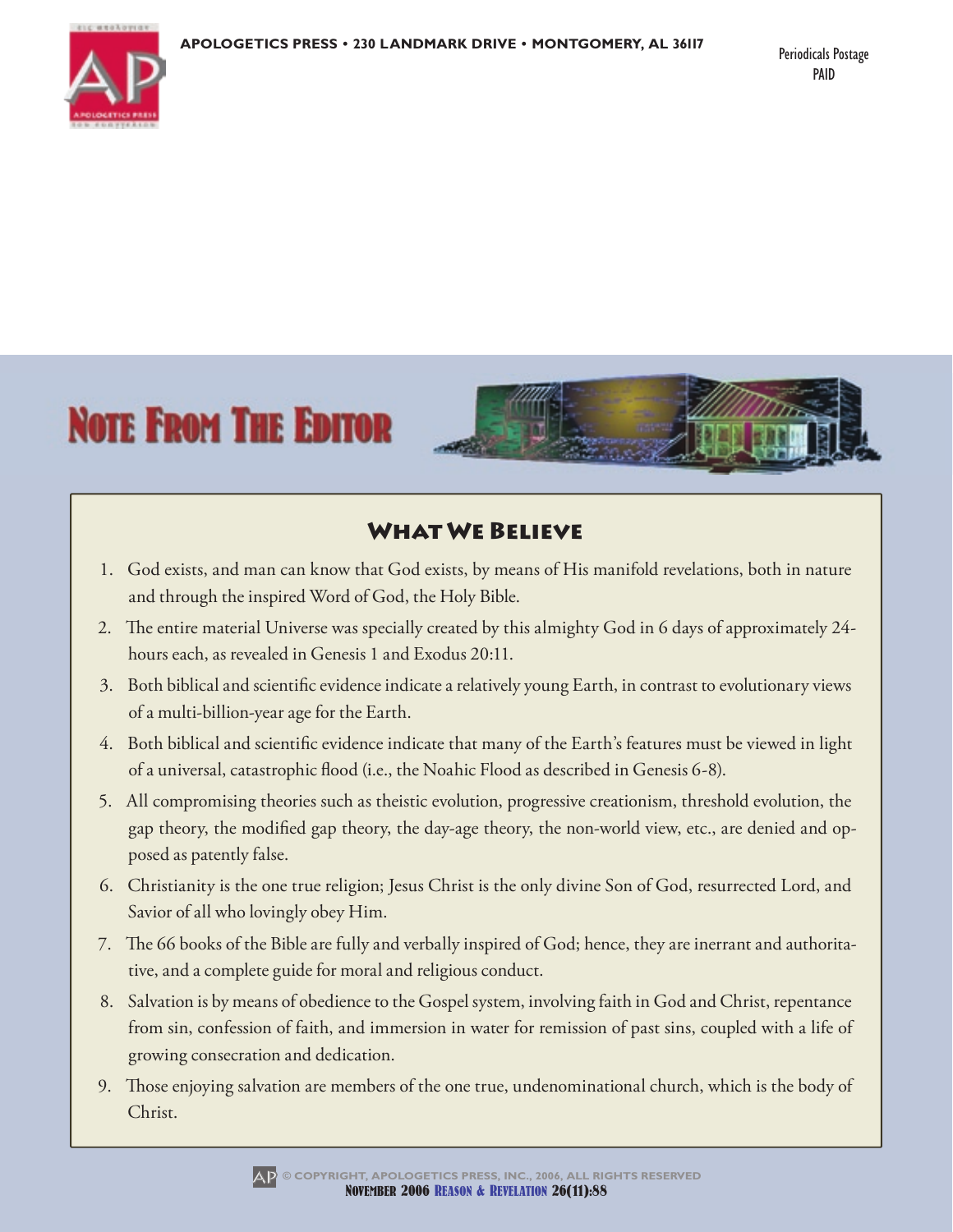APOLOGETICS PRESS • 230 LANDMARK DRIVE • MONTGOMERY, AL 36117

Periodicals Postage PAID

# Note From The Editor

## What We Believe

1. God exists, and man can know that God exists, by means of His manifold revelations, both in nature and through the inspired Word of God, the Holy Bible.
2. The entire material Universe was specially created by this almighty God in 6 days of approximately 24-hours each, as revealed in Genesis 1 and Exodus 20:11.
3. Both biblical and scientific evidence indicate a relatively young Earth, in contrast to evolutionary views of a multi-billion-year age for the Earth.
4. Both biblical and scientific evidence indicate that many of the Earth's features must be viewed in light of a universal, catastrophic flood (i.e., the Noahic Flood as described in Genesis 6-8).
5. All compromising theories such as theistic evolution, progressive creationism, threshold evolution, the gap theory, the modified gap theory, the day-age theory, the non-world view, etc., are denied and opposed as patently false.
6. Christianity is the one true religion; Jesus Christ is the only divine Son of God, resurrected Lord, and Savior of all who lovingly obey Him.
7. The 66 books of the Bible are fully and verbally inspired of God; hence, they are inerrant and authoritative, and a complete guide for moral and religious conduct.
8. Salvation is by means of obedience to the Gospel system, involving faith in God and Christ, repentance from sin, confession of faith, and immersion in water for remission of past sins, coupled with a life of growing consecration and dedication.
9. Those enjoying salvation are members of the one true, undenominational church, which is the body of Christ.

© COPYRIGHT, APOLOGETICS PRESS, INC., 2006, ALL RIGHTS RESERVED